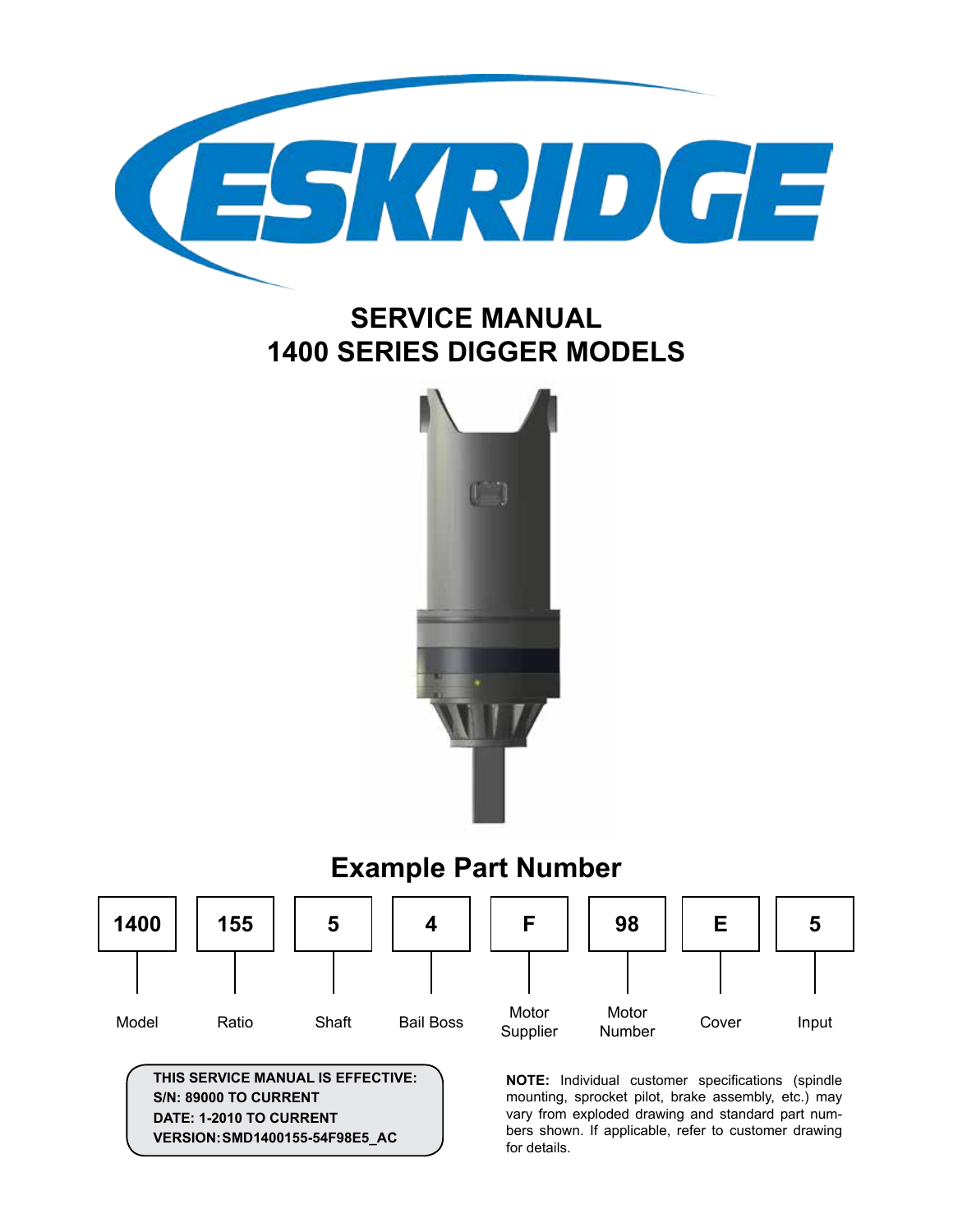# ESKRIDGE

## SERVICE MANUAL
## 1400 SERIES DIGGER MODELS

### Example Part Number

| 1400 | 155 | 5 | 4 | F | 98 | E | 5 |
|---|---|---|---|---|---|---|---|
| Model | Ratio | Shaft | Bail Boss | Motor Supplier | Motor Number | Cover | Input |

**THIS SERVICE MANUAL IS EFFECTIVE:**
**S/N: 89000 TO CURRENT**
**DATE: 1-2010 TO CURRENT**
**VERSION: SMD1400155-54F98E5_AC**

**NOTE:** Individual customer specifications (spindle mounting, sprocket pilot, brake assembly, etc.) may vary from exploded drawing and standard part numbers shown. If applicable, refer to customer drawing for details.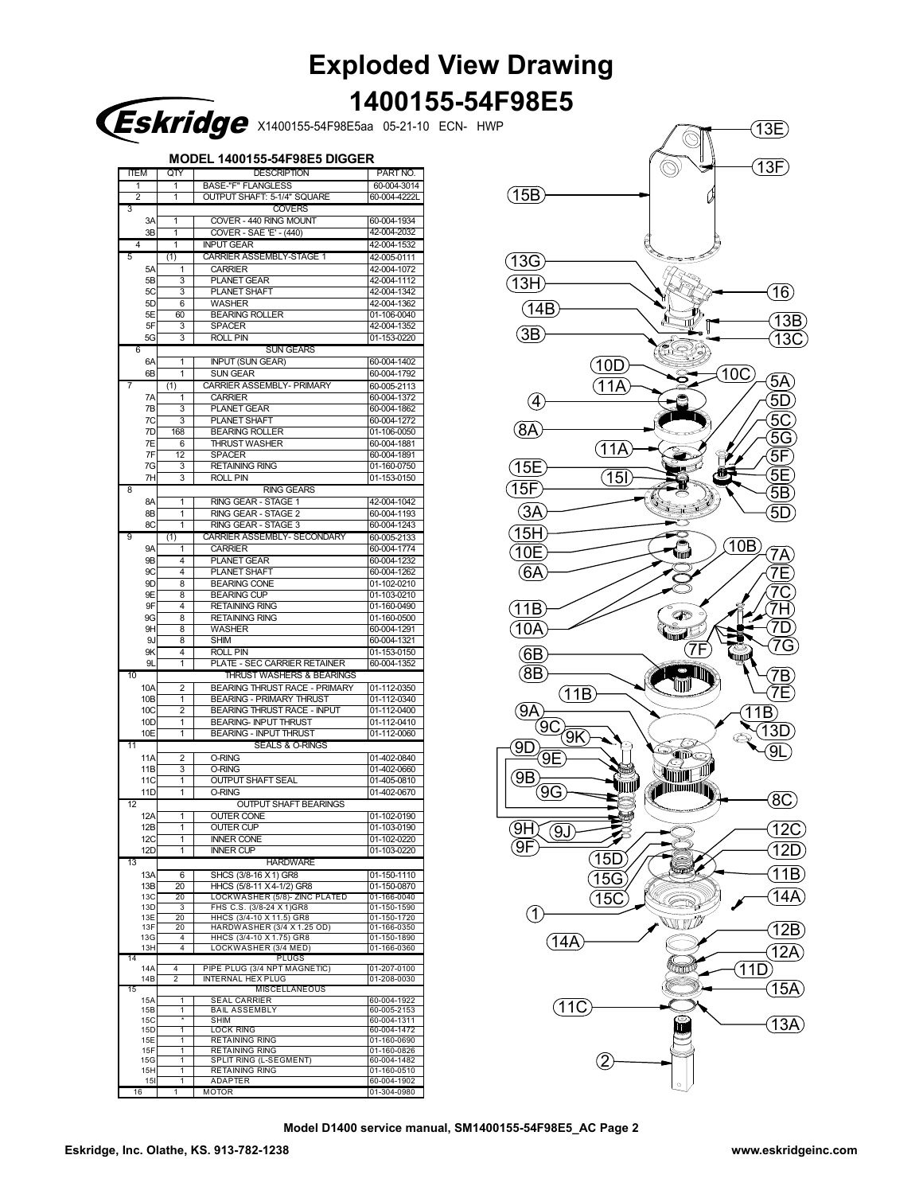# Exploded View Drawing

# 1400155-54F98E5

*Eskridge* X1400155-54F98E5aa 05-21-10 ECN- HWP

### MODEL 1400155-54F98E5 DIGGER

| ITEM | | QTY | DESCRIPTION | PART NO. |
|---|---|---|---|---|
| 1 | | 1 | BASE-"F" FLANGLESS | 60-004-3014 |
| 2 | | 1 | OUTPUT SHAFT: 5-1/4" SQUARE | 60-004-4222L |
| 3 | | | COVERS | |
| | 3A | 1 | COVER - 440 RING MOUNT | 60-004-1934 |
| | 3B | 1 | COVER - SAE 'E' - (440) | 42-004-2032 |
| 4 | | 1 | INPUT GEAR | 42-004-1532 |
| 5 | | (1) | CARRIER ASSEMBLY-STAGE 1 | 42-005-0111 |
| | 5A | 1 | CARRIER | 42-004-1072 |
| | 5B | 3 | PLANET GEAR | 42-004-1112 |
| | 5C | 3 | PLANET SHAFT | 42-004-1342 |
| | 5D | 6 | WASHER | 42-004-1362 |
| | 5E | 60 | BEARING ROLLER | 01-106-0040 |
| | 5F | 3 | SPACER | 42-004-1352 |
| | 5G | 3 | ROLL PIN | 01-153-0220 |
| 6 | | | SUN GEARS | |
| | 6A | 1 | INPUT (SUN GEAR) | 60-004-1402 |
| | 6B | 1 | SUN GEAR | 60-004-1792 |
| 7 | | (1) | CARRIER ASSEMBLY- PRIMARY | 60-005-2113 |
| | 7A | 1 | CARRIER | 60-004-1372 |
| | 7B | 3 | PLANET GEAR | 60-004-1862 |
| | 7C | 3 | PLANET SHAFT | 60-004-1272 |
| | 7D | 168 | BEARING ROLLER | 01-106-0050 |
| | 7E | 6 | THRUST WASHER | 60-004-1881 |
| | 7F | 12 | SPACER | 60-004-1891 |
| | 7G | 3 | RETAINING RING | 01-160-0750 |
| | 7H | 3 | ROLL PIN | 01-153-0150 |
| 8 | | | RING GEARS | |
| | 8A | 1 | RING GEAR - STAGE 1 | 42-004-1042 |
| | 8B | 1 | RING GEAR - STAGE 2 | 60-004-1193 |
| | 8C | 1 | RING GEAR - STAGE 3 | 60-004-1243 |
| 9 | | (1) | CARRIER ASSEMBLY- SECONDARY | 60-005-2133 |
| | 9A | 1 | CARRIER | 60-004-1774 |
| | 9B | 4 | PLANET GEAR | 60-004-1232 |
| | 9C | 4 | PLANET SHAFT | 60-004-1262 |
| | 9D | 8 | BEARING CONE | 01-102-0210 |
| | 9E | 8 | BEARING CUP | 01-103-0210 |
| | 9F | 4 | RETAINING RING | 01-160-0490 |
| | 9G | 8 | RETAINING RING | 01-160-0500 |
| | 9H | 8 | WASHER | 60-004-1291 |
| | 9J | 8 | SHIM | 60-004-1321 |
| | 9K | 4 | ROLL PIN | 01-153-0150 |
| | 9L | 1 | PLATE - SEC CARRIER RETAINER | 60-004-1352 |
| 10 | | | THRUST WASHERS & BEARINGS | |
| | 10A | 2 | BEARING THRUST RACE - PRIMARY | 01-112-0350 |
| | 10B | 1 | BEARING - PRIMARY THRUST | 01-112-0340 |
| | 10C | 2 | BEARING THRUST RACE - INPUT | 01-112-0400 |
| | 10D | 1 | BEARING- INPUT THRUST | 01-112-0410 |
| | 10E | 1 | BEARING - INPUT THRUST | 01-112-0060 |
| 11 | | | SEALS & O-RINGS | |
| | 11A | 2 | O-RING | 01-402-0840 |
| | 11B | 3 | O-RING | 01-402-0660 |
| | 11C | 1 | OUTPUT SHAFT SEAL | 01-405-0810 |
| | 11D | 1 | O-RING | 01-402-0670 |
| 12 | | | OUTPUT SHAFT BEARINGS | |
| | 12A | 1 | OUTER CONE | 01-102-0190 |
| | 12B | 1 | OUTER CUP | 01-103-0190 |
| | 12C | 1 | INNER CONE | 01-102-0220 |
| | 12D | 1 | INNER CUP | 01-103-0220 |
| 13 | | | HARDWARE | |
| | 13A | 6 | SHCS (3/8-16 X 1) GR8 | 01-150-1110 |
| | 13B | 20 | HHCS (5/8-11 X 4-1/2) GR8 | 01-150-0870 |
| | 13C | 20 | LOCKWASHER (5/8)- ZINC PLATED | 01-166-0040 |
| | 13D | 3 | FHS C.S. (3/8-24 X 1)GR8 | 01-150-1590 |
| | 13E | 20 | HHCS (3/4-10 X 11.5) GR8 | 01-150-1720 |
| | 13F | 20 | HARDWASHER (3/4 X 1.25 OD) | 01-166-0350 |
| | 13G | 4 | HHCS (3/4-10 X 1.75) GR8 | 01-150-1890 |
| | 13H | 4 | LOCKWASHER (3/4 MED) | 01-166-0360 |
| 14 | | | PLUGS | |
| | 14A | 4 | PIPE PLUG (3/4 NPT MAGNETIC) | 01-207-0100 |
| | 14B | 2 | INTERNAL HEX PLUG | 01-208-0030 |
| 15 | | | MISCELLANEOUS | |
| | 15A | 1 | SEAL CARRIER | 60-004-1922 |
| | 15B | 1 | BAIL ASSEMBLY | 60-005-2153 |
| | 15C | * | SHIM | 60-004-1311 |
| | 15D | 1 | LOCK RING | 60-004-1472 |
| | 15E | 1 | RETAINING RING | 01-160-0690 |
| | 15F | 1 | RETAINING RING | 01-160-0826 |
| | 15G | 1 | SPLIT RING (L-SEGMENT) | 60-004-1482 |
| | 15H | 1 | RETAINING RING | 01-160-0510 |
| | 15I | 1 | ADAPTER | 60-004-1902 |
| 16 | | 1 | MOTOR | 01-304-0980 |

15B, 13E, 13F, 13G, 13H, 16, 14B, 13B, 3B, 13C, 10D, 10C, 11A, 5A, 4, 5D, 5C, 8A, 5G, 11A, 5F, 15E, 15I, 5E, 15F, 5B, 3A, 5D, 15H, 10B, 10E, 7A, 6A, 7E, 7C, 11B, 7H, 10A, 7D, 7F, 7G, 6B, 8B, 7B, 11B, 7E, 9A, 11B, 9C, 9K, 13D, 9D, 9E, 9L, 9B, 9G, 8C, 9H, 9J, 12C, 9F, 12D, 15D, 11B, 15G, 15C, 14A, 1, 12B, 14A, 12A, 11D, 15A, 11C, 13A, 2

Model D1400 service manual, SM1400155-54F98E5_AC Page 2

Eskridge, Inc. Olathe, KS. 913-782-1238 www.eskridgeinc.com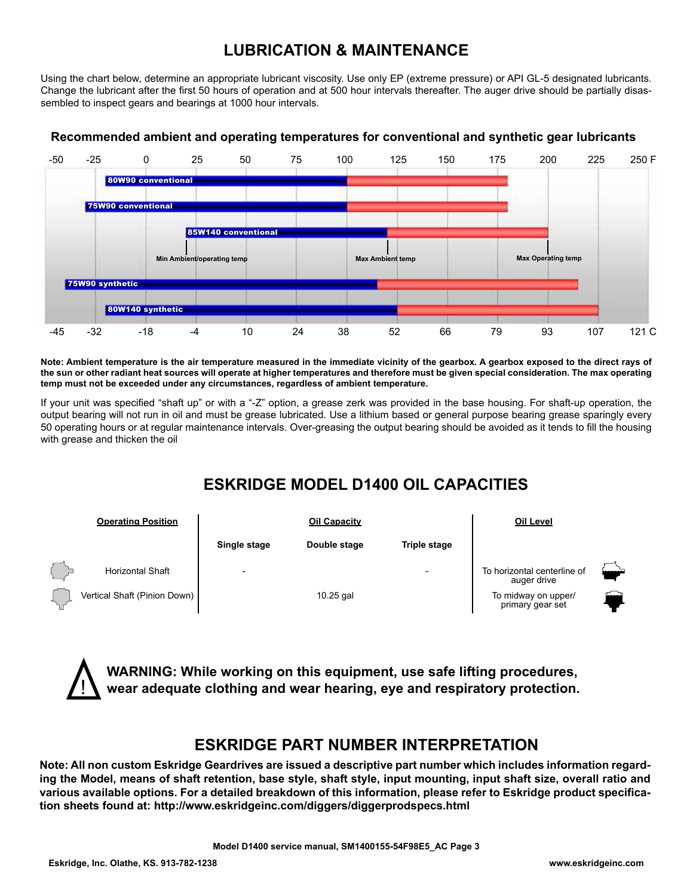# LUBRICATION & MAINTENANCE

Using the chart below, determine an appropriate lubricant viscosity. Use only EP (extreme pressure) or API GL-5 designated lubricants. Change the lubricant after the first 50 hours of operation and at 500 hour intervals thereafter. The auger drive should be partially disassembled to inspect gears and bearings at 1000 hour intervals.

### Recommended ambient and operating temperatures for conventional and synthetic gear lubricants

| Lubricant | Min Ambient/operating temp | Max Ambient temp | Max Operating temp |
|---|---|---|---|
| 80W90 conventional | -20 F | 100 F | 180 F |
| 75W90 conventional | -30 F | 100 F | 180 F |
| 85W140 conventional | 20 F | 120 F | 200 F |
| 75W90 synthetic | -40 F | 115 F | 215 F |
| 80W140 synthetic | -20 F | 125 F | 225 F |

**Note: Ambient temperature is the air temperature measured in the immediate vicinity of the gearbox. A gearbox exposed to the direct rays of the sun or other radiant heat sources will operate at higher temperatures and therefore must be given special consideration. The max operating temp must not be exceeded under any circumstances, regardless of ambient temperature.**

If your unit was specified "shaft up" or with a "-Z" option, a grease zerk was provided in the base housing. For shaft-up operation, the output bearing will not run in oil and must be grease lubricated. Use a lithium based or general purpose bearing grease sparingly every 50 operating hours or at regular maintenance intervals. Over-greasing the output bearing should be avoided as it tends to fill the housing with grease and thicken the oil

# ESKRIDGE MODEL D1400 OIL CAPACITIES

| Operating Position | Oil Capacity | | | Oil Level |
|---|---|---|---|---|
| | Single stage | Double stage | Triple stage | |
| Horizontal Shaft | - | | - | To horizontal centerline of auger drive |
| Vertical Shaft (Pinion Down) | | 10.25 gal | | To midway on upper/ primary gear set |

**WARNING: While working on this equipment, use safe lifting procedures, wear adequate clothing and wear hearing, eye and respiratory protection.**

# ESKRIDGE PART NUMBER INTERPRETATION

**Note: All non custom Eskridge Geardrives are issued a descriptive part number which includes information regarding the Model, means of shaft retention, base style, shaft style, input mounting, input shaft size, overall ratio and various available options. For a detailed breakdown of this information, please refer to Eskridge product specification sheets found at: http://www.eskridgeinc.com/diggers/diggerprodspecs.html**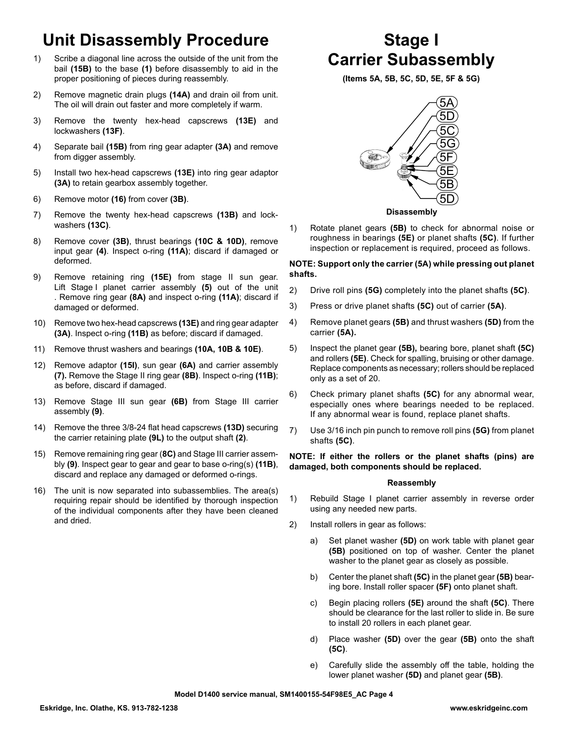# Unit Disassembly Procedure

1) Scribe a diagonal line across the outside of the unit from the bail **(15B)** to the base **(1)** before disassembly to aid in the proper positioning of pieces during reassembly.
2) Remove magnetic drain plugs **(14A)** and drain oil from unit. The oil will drain out faster and more completely if warm.
3) Remove the twenty hex-head capscrews **(13E)** and lockwashers **(13F)**.
4) Separate bail **(15B)** from ring gear adapter **(3A)** and remove from digger assembly.
5) Install two hex-head capscrews **(13E)** into ring gear adaptor **(3A)** to retain gearbox assembly together.
6) Remove motor **(16)** from cover **(3B)**.
7) Remove the twenty hex-head capscrews **(13B)** and lockwashers **(13C)**.
8) Remove cover **(3B)**, thrust bearings **(10C & 10D)**, remove input gear **(4)**. Inspect o-ring **(11A)**; discard if damaged or deformed.
9) Remove retaining ring **(15E)** from stage II sun gear. Lift Stage I planet carrier assembly **(5)** out of the unit . Remove ring gear **(8A)** and inspect o-ring **(11A)**; discard if damaged or deformed.
10) Remove two hex-head capscrews **(13E)** and ring gear adapter **(3A)**. Inspect o-ring **(11B)** as before; discard if damaged.
11) Remove thrust washers and bearings **(10A, 10B & 10E)**.
12) Remove adaptor **(15I)**, sun gear **(6A)** and carrier assembly **(7).** Remove the Stage II ring gear **(8B)**. Inspect o-ring **(11B)**; as before, discard if damaged.
13) Remove Stage III sun gear **(6B)** from Stage III carrier assembly **(9)**.
14) Remove the three 3/8-24 flat head capscrews **(13D)** securing the carrier retaining plate **(9L)** to the output shaft **(2)**.
15) Remove remaining ring gear (**8C)** and Stage III carrier assembly **(9)**. Inspect gear to gear and gear to base o-ring(s) **(11B)**, discard and replace any damaged or deformed o-rings.
16) The unit is now separated into subassemblies. The area(s) requiring repair should be identified by thorough inspection of the individual components after they have been cleaned and dried.

# Stage I Carrier Subassembly

**(Items 5A, 5B, 5C, 5D, 5E, 5F & 5G)**

5A 5D 5C 5G 5F 5E 5B 5D

### Disassembly

1) Rotate planet gears **(5B)** to check for abnormal noise or roughness in bearings **(5E)** or planet shafts **(5C)**. If further inspection or replacement is required, proceed as follows.

**NOTE: Support only the carrier (5A) while pressing out planet shafts.**

2) Drive roll pins **(5G)** completely into the planet shafts **(5C)**.
3) Press or drive planet shafts **(5C)** out of carrier **(5A)**.
4) Remove planet gears **(5B)** and thrust washers **(5D)** from the carrier **(5A).**
5) Inspect the planet gear **(5B),** bearing bore, planet shaft **(5C)** and rollers **(5E)**. Check for spalling, bruising or other damage. Replace components as necessary; rollers should be replaced only as a set of 20.
6) Check primary planet shafts **(5C)** for any abnormal wear, especially ones where bearings needed to be replaced. If any abnormal wear is found, replace planet shafts.
7) Use 3/16 inch pin punch to remove roll pins **(5G)** from planet shafts **(5C)**.

**NOTE: If either the rollers or the planet shafts (pins) are damaged, both components should be replaced.**

### Reassembly

1) Rebuild Stage I planet carrier assembly in reverse order using any needed new parts.
2) Install rollers in gear as follows:
   a) Set planet washer **(5D)** on work table with planet gear **(5B)** positioned on top of washer. Center the planet washer to the planet gear as closely as possible.
   b) Center the planet shaft **(5C)** in the planet gear **(5B)** bearing bore. Install roller spacer **(5F)** onto planet shaft.
   c) Begin placing rollers **(5E)** around the shaft **(5C)**. There should be clearance for the last roller to slide in. Be sure to install 20 rollers in each planet gear.
   d) Place washer **(5D)** over the gear **(5B)** onto the shaft **(5C)**.
   e) Carefully slide the assembly off the table, holding the lower planet washer **(5D)** and planet gear **(5B)**.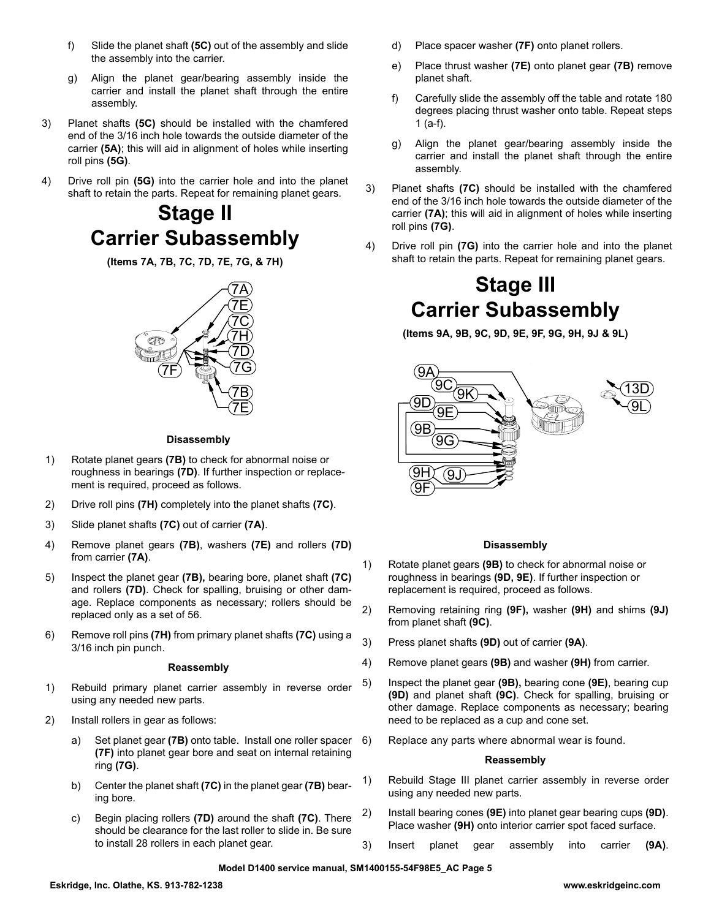f) Slide the planet shaft **(5C)** out of the assembly and slide the assembly into the carrier.

g) Align the planet gear/bearing assembly inside the carrier and install the planet shaft through the entire assembly.

3) Planet shafts **(5C)** should be installed with the chamfered end of the 3/16 inch hole towards the outside diameter of the carrier **(5A)**; this will aid in alignment of holes while inserting roll pins **(5G)**.

4) Drive roll pin **(5G)** into the carrier hole and into the planet shaft to retain the parts. Repeat for remaining planet gears.

# Stage II Carrier Subassembly

**(Items 7A, 7B, 7C, 7D, 7E, 7G, & 7H)**

**Disassembly**

1) Rotate planet gears **(7B)** to check for abnormal noise or roughness in bearings **(7D)**. If further inspection or replacement is required, proceed as follows.

2) Drive roll pins **(7H)** completely into the planet shafts **(7C)**.

3) Slide planet shafts **(7C)** out of carrier **(7A)**.

4) Remove planet gears **(7B)**, washers **(7E)** and rollers **(7D)** from carrier **(7A)**.

5) Inspect the planet gear **(7B),** bearing bore, planet shaft **(7C)** and rollers **(7D)**. Check for spalling, bruising or other damage. Replace components as necessary; rollers should be replaced only as a set of 56.

6) Remove roll pins **(7H)** from primary planet shafts **(7C)** using a 3/16 inch pin punch.

**Reassembly**

1) Rebuild primary planet carrier assembly in reverse order using any needed new parts.

2) Install rollers in gear as follows:

a) Set planet gear **(7B)** onto table. Install one roller spacer **(7F)** into planet gear bore and seat on internal retaining ring **(7G)**.

b) Center the planet shaft **(7C)** in the planet gear **(7B)** bearing bore.

c) Begin placing rollers **(7D)** around the shaft **(7C)**. There should be clearance for the last roller to slide in. Be sure to install 28 rollers in each planet gear.

d) Place spacer washer **(7F)** onto planet rollers.

e) Place thrust washer **(7E)** onto planet gear **(7B)** remove planet shaft.

f) Carefully slide the assembly off the table and rotate 180 degrees placing thrust washer onto table. Repeat steps 1 (a-f).

g) Align the planet gear/bearing assembly inside the carrier and install the planet shaft through the entire assembly.

3) Planet shafts **(7C)** should be installed with the chamfered end of the 3/16 inch hole towards the outside diameter of the carrier **(7A)**; this will aid in alignment of holes while inserting roll pins **(7G)**.

4) Drive roll pin **(7G)** into the carrier hole and into the planet shaft to retain the parts. Repeat for remaining planet gears.

# Stage III Carrier Subassembly

**(Items 9A, 9B, 9C, 9D, 9E, 9F, 9G, 9H, 9J & 9L)**

**Disassembly**

1) Rotate planet gears **(9B)** to check for abnormal noise or roughness in bearings **(9D, 9E)**. If further inspection or replacement is required, proceed as follows.

2) Removing retaining ring **(9F),** washer **(9H)** and shims **(9J)** from planet shaft **(9C)**.

3) Press planet shafts **(9D)** out of carrier **(9A)**.

4) Remove planet gears **(9B)** and washer **(9H)** from carrier.

5) Inspect the planet gear **(9B),** bearing cone **(9E)**, bearing cup **(9D)** and planet shaft **(9C)**. Check for spalling, bruising or other damage. Replace components as necessary; bearing need to be replaced as a cup and cone set.

6) Replace any parts where abnormal wear is found.

**Reassembly**

1) Rebuild Stage III planet carrier assembly in reverse order using any needed new parts.

2) Install bearing cones **(9E)** into planet gear bearing cups **(9D)**. Place washer **(9H)** onto interior carrier spot faced surface.

3) Insert planet gear assembly into carrier **(9A)**.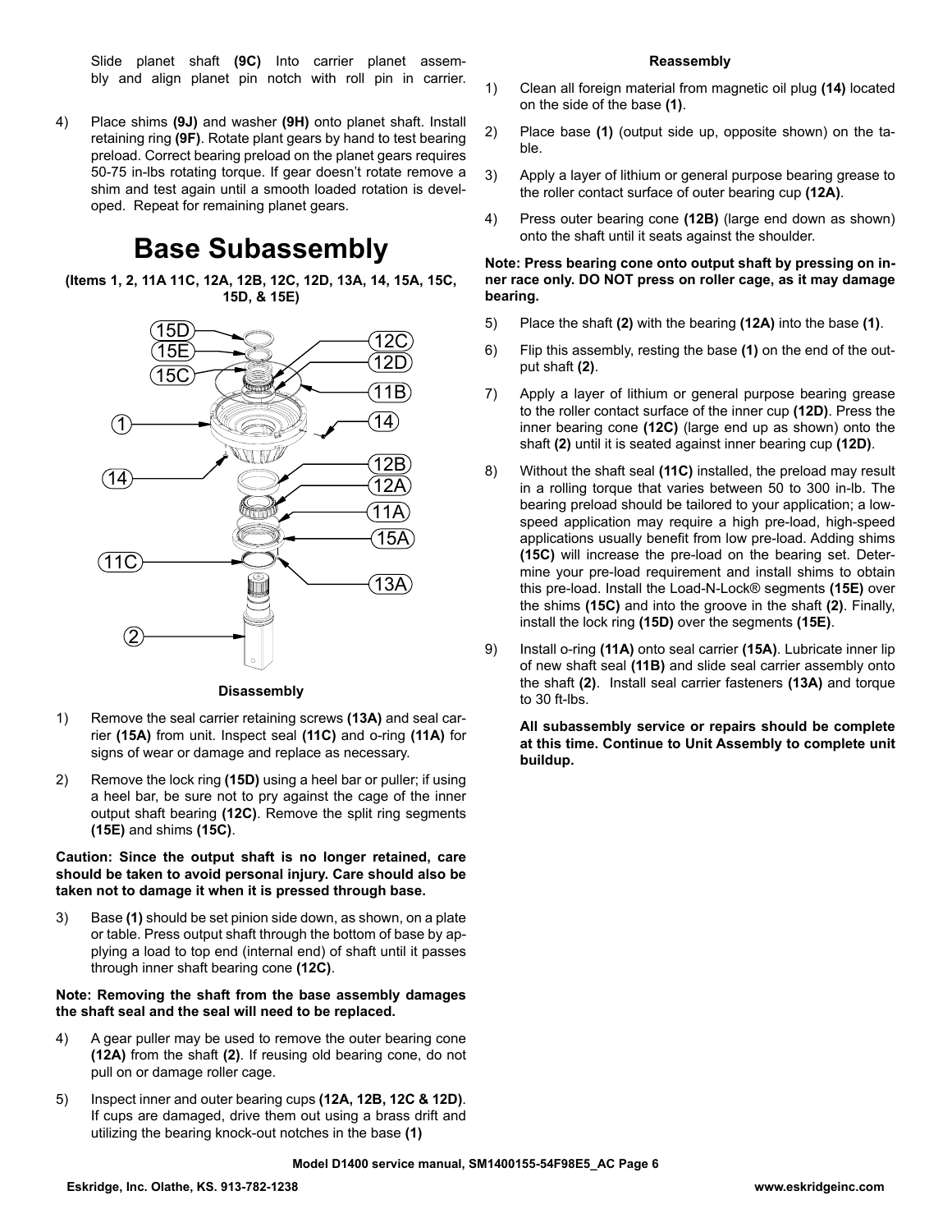Slide planet shaft **(9C)** Into carrier planet assembly and align planet pin notch with roll pin in carrier.

4) Place shims **(9J)** and washer **(9H)** onto planet shaft. Install retaining ring **(9F)**. Rotate plant gears by hand to test bearing preload. Correct bearing preload on the planet gears requires 50-75 in-lbs rotating torque. If gear doesn't rotate remove a shim and test again until a smooth loaded rotation is developed. Repeat for remaining planet gears.

# Base Subassembly

**(Items 1, 2, 11A 11C, 12A, 12B, 12C, 12D, 13A, 14, 15A, 15C, 15D, & 15E)**

### Disassembly

1) Remove the seal carrier retaining screws **(13A)** and seal carrier **(15A)** from unit. Inspect seal **(11C)** and o-ring **(11A)** for signs of wear or damage and replace as necessary.

2) Remove the lock ring **(15D)** using a heel bar or puller; if using a heel bar, be sure not to pry against the cage of the inner output shaft bearing **(12C)**. Remove the split ring segments **(15E)** and shims **(15C)**.

**Caution: Since the output shaft is no longer retained, care should be taken to avoid personal injury. Care should also be taken not to damage it when it is pressed through base.**

3) Base **(1)** should be set pinion side down, as shown, on a plate or table. Press output shaft through the bottom of base by applying a load to top end (internal end) of shaft until it passes through inner shaft bearing cone **(12C)**.

**Note: Removing the shaft from the base assembly damages the shaft seal and the seal will need to be replaced.**

4) A gear puller may be used to remove the outer bearing cone **(12A)** from the shaft **(2)**. If reusing old bearing cone, do not pull on or damage roller cage.

5) Inspect inner and outer bearing cups **(12A, 12B, 12C & 12D)**. If cups are damaged, drive them out using a brass drift and utilizing the bearing knock-out notches in the base **(1)**

### Reassembly

1) Clean all foreign material from magnetic oil plug **(14)** located on the side of the base **(1)**.

2) Place base **(1)** (output side up, opposite shown) on the table.

3) Apply a layer of lithium or general purpose bearing grease to the roller contact surface of outer bearing cup **(12A)**.

4) Press outer bearing cone **(12B)** (large end down as shown) onto the shaft until it seats against the shoulder.

**Note: Press bearing cone onto output shaft by pressing on inner race only. DO NOT press on roller cage, as it may damage bearing.**

5) Place the shaft **(2)** with the bearing **(12A)** into the base **(1)**.

6) Flip this assembly, resting the base **(1)** on the end of the output shaft **(2)**.

7) Apply a layer of lithium or general purpose bearing grease to the roller contact surface of the inner cup **(12D)**. Press the inner bearing cone **(12C)** (large end up as shown) onto the shaft **(2)** until it is seated against inner bearing cup **(12D)**.

8) Without the shaft seal **(11C)** installed, the preload may result in a rolling torque that varies between 50 to 300 in-lb. The bearing preload should be tailored to your application; a low-speed application may require a high pre-load, high-speed applications usually benefit from low pre-load. Adding shims **(15C)** will increase the pre-load on the bearing set. Determine your pre-load requirement and install shims to obtain this pre-load. Install the Load-N-Lock® segments **(15E)** over the shims **(15C)** and into the groove in the shaft **(2)**. Finally, install the lock ring **(15D)** over the segments **(15E)**.

9) Install o-ring **(11A)** onto seal carrier **(15A)**. Lubricate inner lip of new shaft seal **(11B)** and slide seal carrier assembly onto the shaft **(2)**. Install seal carrier fasteners **(13A)** and torque to 30 ft-lbs.

**All subassembly service or repairs should be complete at this time. Continue to Unit Assembly to complete unit buildup.**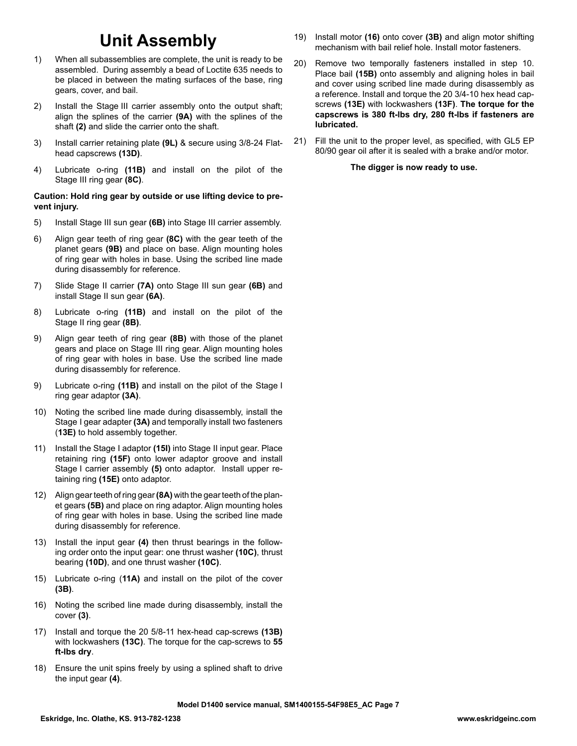# Unit Assembly

1) When all subassemblies are complete, the unit is ready to be assembled. During assembly a bead of Loctite 635 needs to be placed in between the mating surfaces of the base, ring gears, cover, and bail.

2) Install the Stage III carrier assembly onto the output shaft; align the splines of the carrier **(9A)** with the splines of the shaft **(2)** and slide the carrier onto the shaft.

3) Install carrier retaining plate **(9L)** & secure using 3/8-24 Flathead capscrews **(13D)**.

4) Lubricate o-ring **(11B)** and install on the pilot of the Stage III ring gear **(8C)**.

**Caution: Hold ring gear by outside or use lifting device to prevent injury.**

5) Install Stage III sun gear **(6B)** into Stage III carrier assembly.

6) Align gear teeth of ring gear **(8C)** with the gear teeth of the planet gears **(9B)** and place on base. Align mounting holes of ring gear with holes in base. Using the scribed line made during disassembly for reference.

7) Slide Stage II carrier **(7A)** onto Stage III sun gear **(6B)** and install Stage II sun gear **(6A)**.

8) Lubricate o-ring **(11B)** and install on the pilot of the Stage II ring gear **(8B)**.

9) Align gear teeth of ring gear **(8B)** with those of the planet gears and place on Stage III ring gear. Align mounting holes of ring gear with holes in base. Use the scribed line made during disassembly for reference.

9) Lubricate o-ring **(11B)** and install on the pilot of the Stage I ring gear adaptor **(3A)**.

10) Noting the scribed line made during disassembly, install the Stage I gear adapter **(3A)** and temporally install two fasteners (**13E)** to hold assembly together.

11) Install the Stage I adaptor **(15I)** into Stage II input gear. Place retaining ring **(15F)** onto lower adaptor groove and install Stage I carrier assembly **(5)** onto adaptor. Install upper retaining ring **(15E)** onto adaptor.

12) Align gear teeth of ring gear **(8A)** with the gear teeth of the planet gears **(5B)** and place on ring adaptor. Align mounting holes of ring gear with holes in base. Using the scribed line made during disassembly for reference.

13) Install the input gear **(4)** then thrust bearings in the following order onto the input gear: one thrust washer **(10C)**, thrust bearing **(10D)**, and one thrust washer **(10C)**.

15) Lubricate o-ring (**11A)** and install on the pilot of the cover **(3B)**.

16) Noting the scribed line made during disassembly, install the cover **(3)**.

17) Install and torque the 20 5/8-11 hex-head cap-screws **(13B)** with lockwashers **(13C)**. The torque for the cap-screws to **55 ft-lbs dry**.

18) Ensure the unit spins freely by using a splined shaft to drive the input gear **(4)**.

19) Install motor **(16)** onto cover **(3B)** and align motor shifting mechanism with bail relief hole. Install motor fasteners.

20) Remove two temporally fasteners installed in step 10. Place bail **(15B)** onto assembly and aligning holes in bail and cover using scribed line made during disassembly as a reference. Install and torque the 20 3/4-10 hex head capscrews **(13E)** with lockwashers **(13F)**. **The torque for the capscrews is 380 ft-lbs dry, 280 ft-lbs if fasteners are lubricated.**

21) Fill the unit to the proper level, as specified, with GL5 EP 80/90 gear oil after it is sealed with a brake and/or motor.

**The digger is now ready to use.**